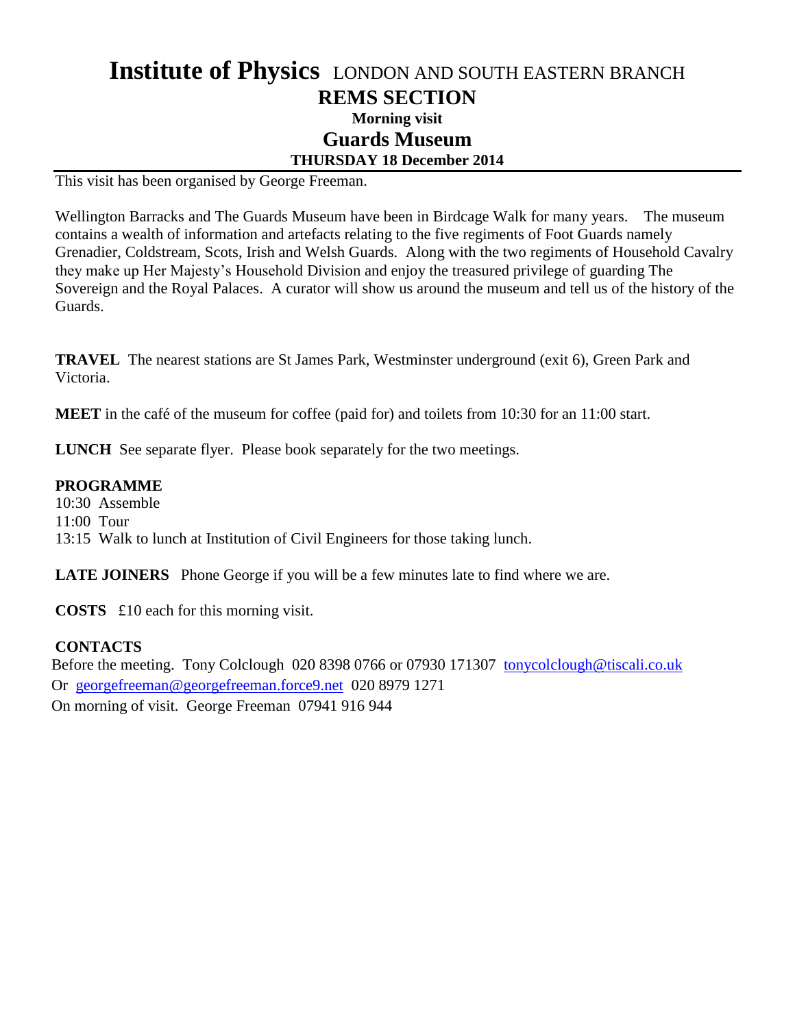# **Institute of Physics** LONDON AND SOUTH EASTERN BRANCH

## REMS SECTION

### Morning visit

## Guards Museum

### THURSDAY 18 December 2014

---

This visit has been organised by George Freeman.

Wellington Barracks and The Guards Museum have been in Birdcage Walk for many years. The museum contains a wealth of information and artefacts relating to the five regiments of Foot Guards namely Grenadier, Coldstream, Scots, Irish and Welsh Guards. Along with the two regiments of Household Cavalry they make up Her Majesty's Household Division and enjoy the treasured privilege of guarding The Sovereign and the Royal Palaces. A curator will show us around the museum and tell us of the history of the Guards.

**TRAVEL** The nearest stations are St James Park, Westminster underground (exit 6), Green Park and Victoria.

**MEET** in the café of the museum for coffee (paid for) and toilets from 10:30 for an 11:00 start.

**LUNCH** See separate flyer. Please book separately for the two meetings.

**PROGRAMME**

10:30 Assemble
11:00 Tour
13:15 Walk to lunch at Institution of Civil Engineers for those taking lunch.

**LATE JOINERS** Phone George if you will be a few minutes late to find where we are.

**COSTS** £10 each for this morning visit.

**CONTACTS**

Before the meeting. Tony Colclough 020 8398 0766 or 07930 171307 tonycolclough@tiscali.co.uk
Or georgefreeman@georgefreeman.force9.net 020 8979 1271
On morning of visit. George Freeman 07941 916 944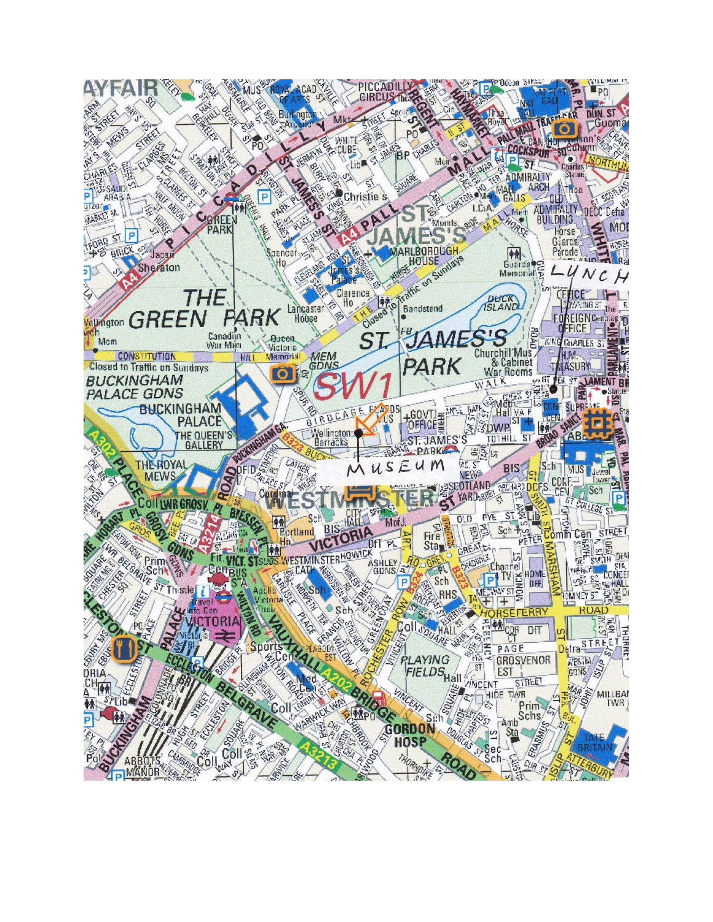LUNCH

MUSEUM